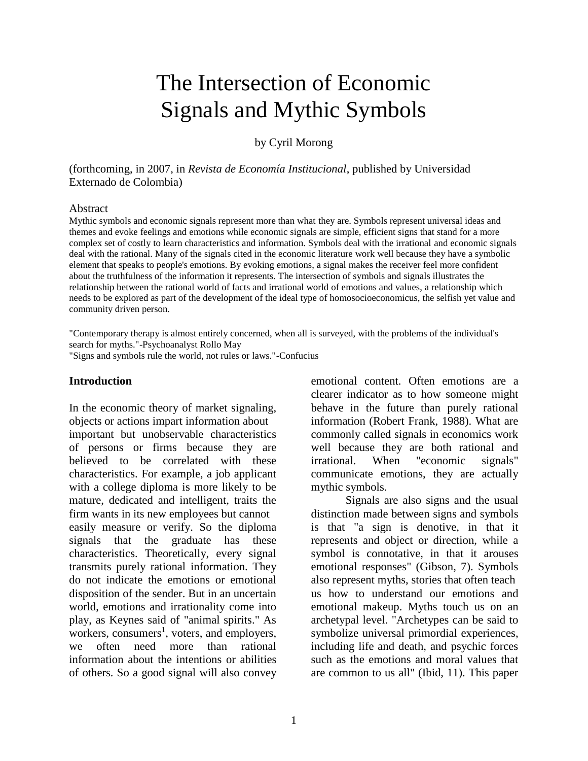# The Intersection of Economic Signals and Mythic Symbols

by Cyril Morong

(forthcoming, in 2007, in *Revista de Economía Institucional*, published by Universidad Externado de Colombia)

Abstract

Mythic symbols and economic signals represent more than what they are. Symbols represent universal ideas and themes and evoke feelings and emotions while economic signals are simple, efficient signs that stand for a more complex set of costly to learn characteristics and information. Symbols deal with the irrational and economic signals deal with the rational. Many of the signals cited in the economic literature work well because they have a symbolic element that speaks to people's emotions. By evoking emotions, a signal makes the receiver feel more confident about the truthfulness of the information it represents. The intersection of symbols and signals illustrates the relationship between the rational world of facts and irrational world of emotions and values, a relationship which needs to be explored as part of the development of the ideal type of homosocioeconomicus, the selfish yet value and community driven person.

"Contemporary therapy is almost entirely concerned, when all is surveyed, with the problems of the individual's search for myths."-Psychoanalyst Rollo May

"Signs and symbols rule the world, not rules or laws."-Confucius

## Introduction

In the economic theory of market signaling, objects or actions impart information about important but unobservable characteristics of persons or firms because they are believed to be correlated with these characteristics. For example, a job applicant with a college diploma is more likely to be mature, dedicated and intelligent, traits the firm wants in its new employees but cannot easily measure or verify. So the diploma signals that the graduate has these characteristics. Theoretically, every signal transmits purely rational information. They do not indicate the emotions or emotional disposition of the sender. But in an uncertain world, emotions and irrationality come into play, as Keynes said of "animal spirits." As workers, consumers[1], voters, and employers, we often need more than rational information about the intentions or abilities of others. So a good signal will also convey emotional content. Often emotions are a clearer indicator as to how someone might behave in the future than purely rational information (Robert Frank, 1988). What are commonly called signals in economics work well because they are both rational and irrational. When "economic signals" communicate emotions, they are actually mythic symbols.

Signals are also signs and the usual distinction made between signs and symbols is that "a sign is denotive, in that it represents and object or direction, while a symbol is connotative, in that it arouses emotional responses" (Gibson, 7). Symbols also represent myths, stories that often teach us how to understand our emotions and emotional makeup. Myths touch us on an archetypal level. "Archetypes can be said to symbolize universal primordial experiences, including life and death, and psychic forces such as the emotions and moral values that are common to us all" (Ibid, 11). This paper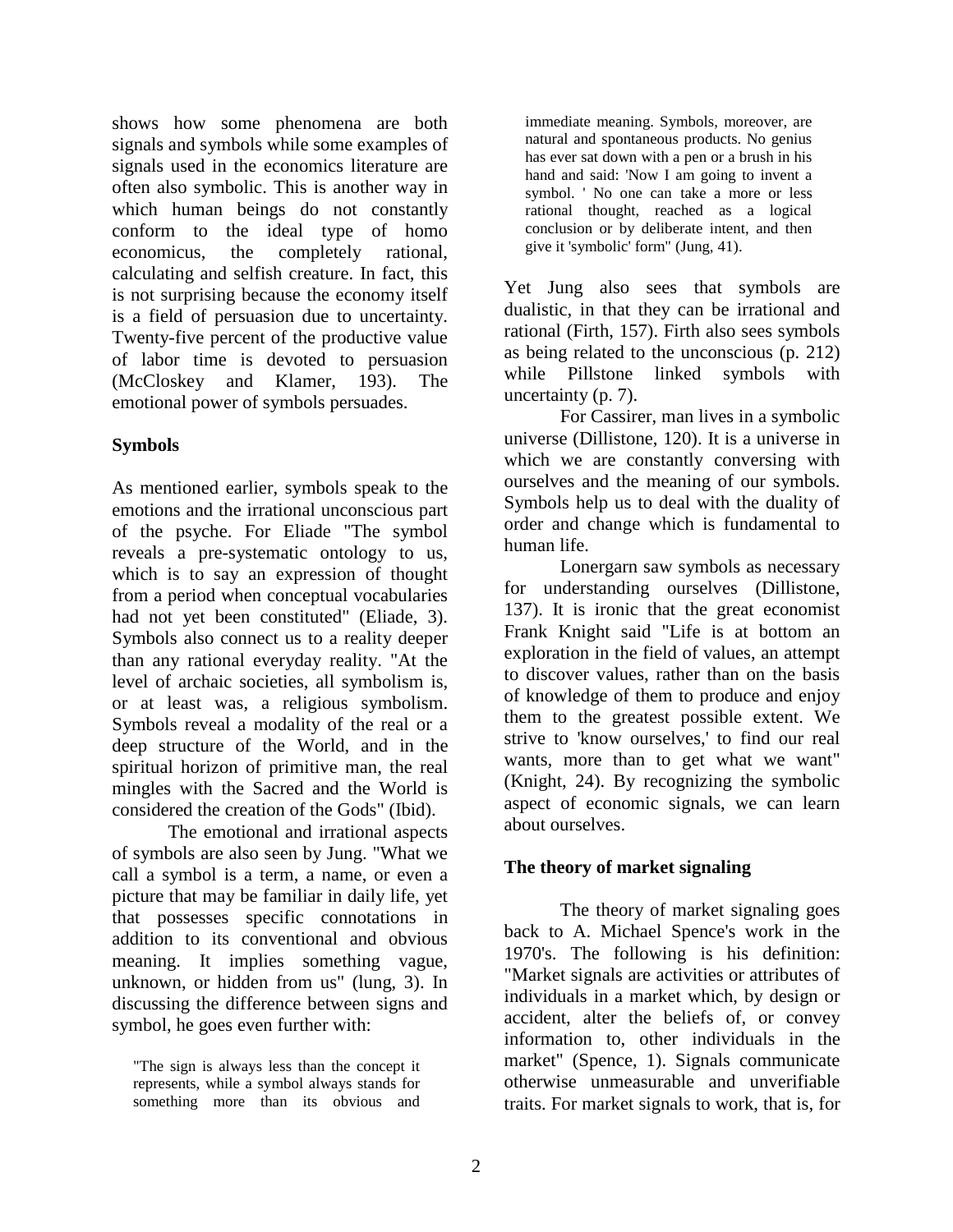shows how some phenomena are both signals and symbols while some examples of signals used in the economics literature are often also symbolic. This is another way in which human beings do not constantly conform to the ideal type of homo economicus, the completely rational, calculating and selfish creature. In fact, this is not surprising because the economy itself is a field of persuasion due to uncertainty. Twenty-five percent of the productive value of labor time is devoted to persuasion (McCloskey and Klamer, 193). The emotional power of symbols persuades.

## Symbols

As mentioned earlier, symbols speak to the emotions and the irrational unconscious part of the psyche. For Eliade "The symbol reveals a pre-systematic ontology to us, which is to say an expression of thought from a period when conceptual vocabularies had not yet been constituted" (Eliade, 3). Symbols also connect us to a reality deeper than any rational everyday reality. "At the level of archaic societies, all symbolism is, or at least was, a religious symbolism. Symbols reveal a modality of the real or a deep structure of the World, and in the spiritual horizon of primitive man, the real mingles with the Sacred and the World is considered the creation of the Gods" (Ibid).

The emotional and irrational aspects of symbols are also seen by Jung. "What we call a symbol is a term, a name, or even a picture that may be familiar in daily life, yet that possesses specific connotations in addition to its conventional and obvious meaning. It implies something vague, unknown, or hidden from us" (lung, 3). In discussing the difference between signs and symbol, he goes even further with:

> "The sign is always less than the concept it represents, while a symbol always stands for something more than its obvious and immediate meaning. Symbols, moreover, are natural and spontaneous products. No genius has ever sat down with a pen or a brush in his hand and said: 'Now I am going to invent a symbol. ' No one can take a more or less rational thought, reached as a logical conclusion or by deliberate intent, and then give it 'symbolic' form" (Jung, 41).

Yet Jung also sees that symbols are dualistic, in that they can be irrational and rational (Firth, 157). Firth also sees symbols as being related to the unconscious (p. 212) while Pillstone linked symbols with uncertainty (p. 7).

For Cassirer, man lives in a symbolic universe (Dillistone, 120). It is a universe in which we are constantly conversing with ourselves and the meaning of our symbols. Symbols help us to deal with the duality of order and change which is fundamental to human life.

Lonergarn saw symbols as necessary for understanding ourselves (Dillistone, 137). It is ironic that the great economist Frank Knight said "Life is at bottom an exploration in the field of values, an attempt to discover values, rather than on the basis of knowledge of them to produce and enjoy them to the greatest possible extent. We strive to 'know ourselves,' to find our real wants, more than to get what we want" (Knight, 24). By recognizing the symbolic aspect of economic signals, we can learn about ourselves.

## The theory of market signaling

The theory of market signaling goes back to A. Michael Spence's work in the 1970's. The following is his definition: "Market signals are activities or attributes of individuals in a market which, by design or accident, alter the beliefs of, or convey information to, other individuals in the market" (Spence, 1). Signals communicate otherwise unmeasurable and unverifiable traits. For market signals to work, that is, for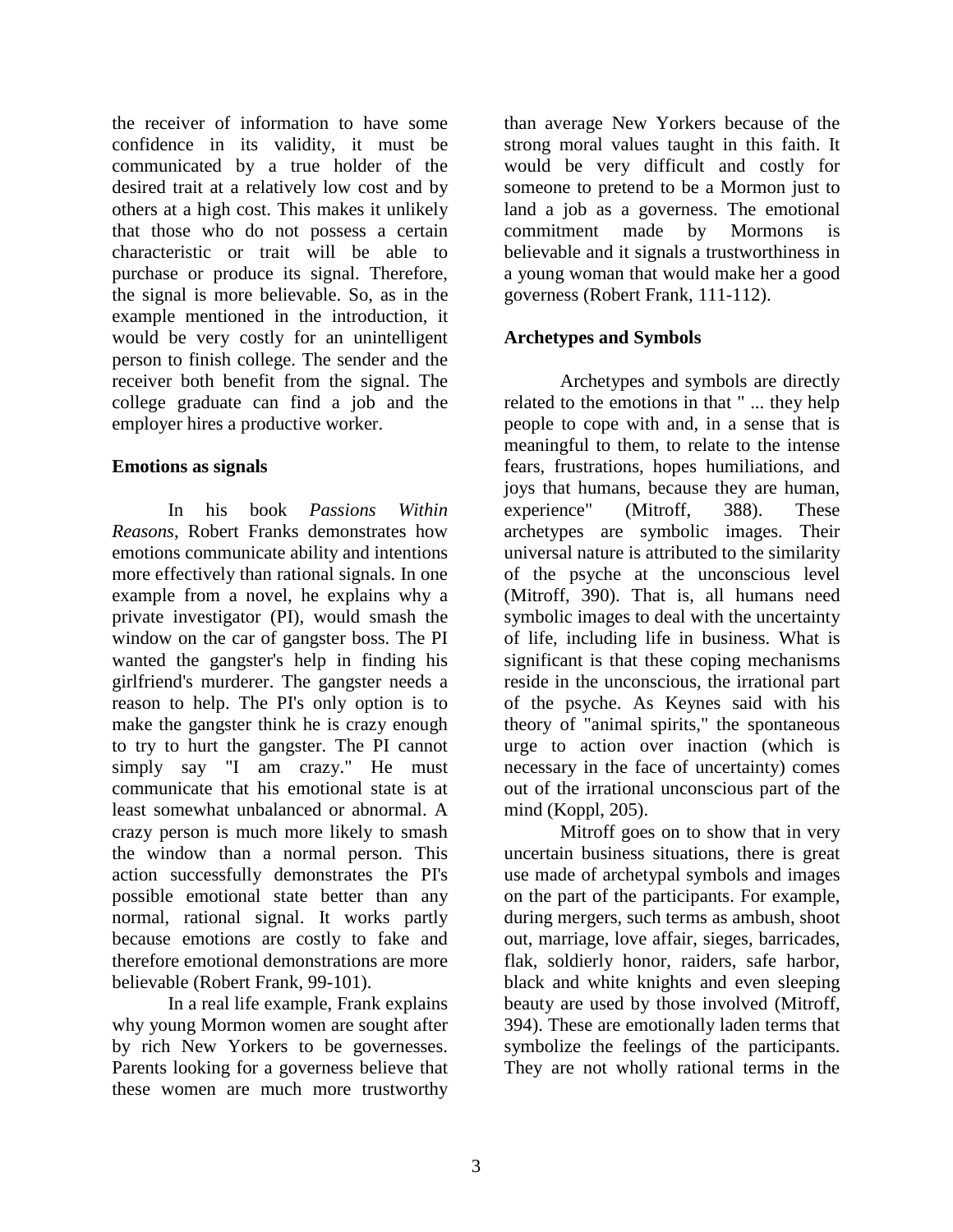the receiver of information to have some confidence in its validity, it must be communicated by a true holder of the desired trait at a relatively low cost and by others at a high cost. This makes it unlikely that those who do not possess a certain characteristic or trait will be able to purchase or produce its signal. Therefore, the signal is more believable. So, as in the example mentioned in the introduction, it would be very costly for an unintelligent person to finish college. The sender and the receiver both benefit from the signal. The college graduate can find a job and the employer hires a productive worker.

**Emotions as signals**

In his book *Passions Within Reasons*, Robert Franks demonstrates how emotions communicate ability and intentions more effectively than rational signals. In one example from a novel, he explains why a private investigator (PI), would smash the window on the car of gangster boss. The PI wanted the gangster's help in finding his girlfriend's murderer. The gangster needs a reason to help. The PI's only option is to make the gangster think he is crazy enough to try to hurt the gangster. The PI cannot simply say "I am crazy." He must communicate that his emotional state is at least somewhat unbalanced or abnormal. A crazy person is much more likely to smash the window than a normal person. This action successfully demonstrates the PI's possible emotional state better than any normal, rational signal. It works partly because emotions are costly to fake and therefore emotional demonstrations are more believable (Robert Frank, 99-101).

In a real life example, Frank explains why young Mormon women are sought after by rich New Yorkers to be governesses. Parents looking for a governess believe that these women are much more trustworthy than average New Yorkers because of the strong moral values taught in this faith. It would be very difficult and costly for someone to pretend to be a Mormon just to land a job as a governess. The emotional commitment made by Mormons is believable and it signals a trustworthiness in a young woman that would make her a good governess (Robert Frank, 111-112).

**Archetypes and Symbols**

Archetypes and symbols are directly related to the emotions in that " ... they help people to cope with and, in a sense that is meaningful to them, to relate to the intense fears, frustrations, hopes humiliations, and joys that humans, because they are human, experience" (Mitroff, 388). These archetypes are symbolic images. Their universal nature is attributed to the similarity of the psyche at the unconscious level (Mitroff, 390). That is, all humans need symbolic images to deal with the uncertainty of life, including life in business. What is significant is that these coping mechanisms reside in the unconscious, the irrational part of the psyche. As Keynes said with his theory of "animal spirits," the spontaneous urge to action over inaction (which is necessary in the face of uncertainty) comes out of the irrational unconscious part of the mind (Koppl, 205).

Mitroff goes on to show that in very uncertain business situations, there is great use made of archetypal symbols and images on the part of the participants. For example, during mergers, such terms as ambush, shoot out, marriage, love affair, sieges, barricades, flak, soldierly honor, raiders, safe harbor, black and white knights and even sleeping beauty are used by those involved (Mitroff, 394). These are emotionally laden terms that symbolize the feelings of the participants. They are not wholly rational terms in the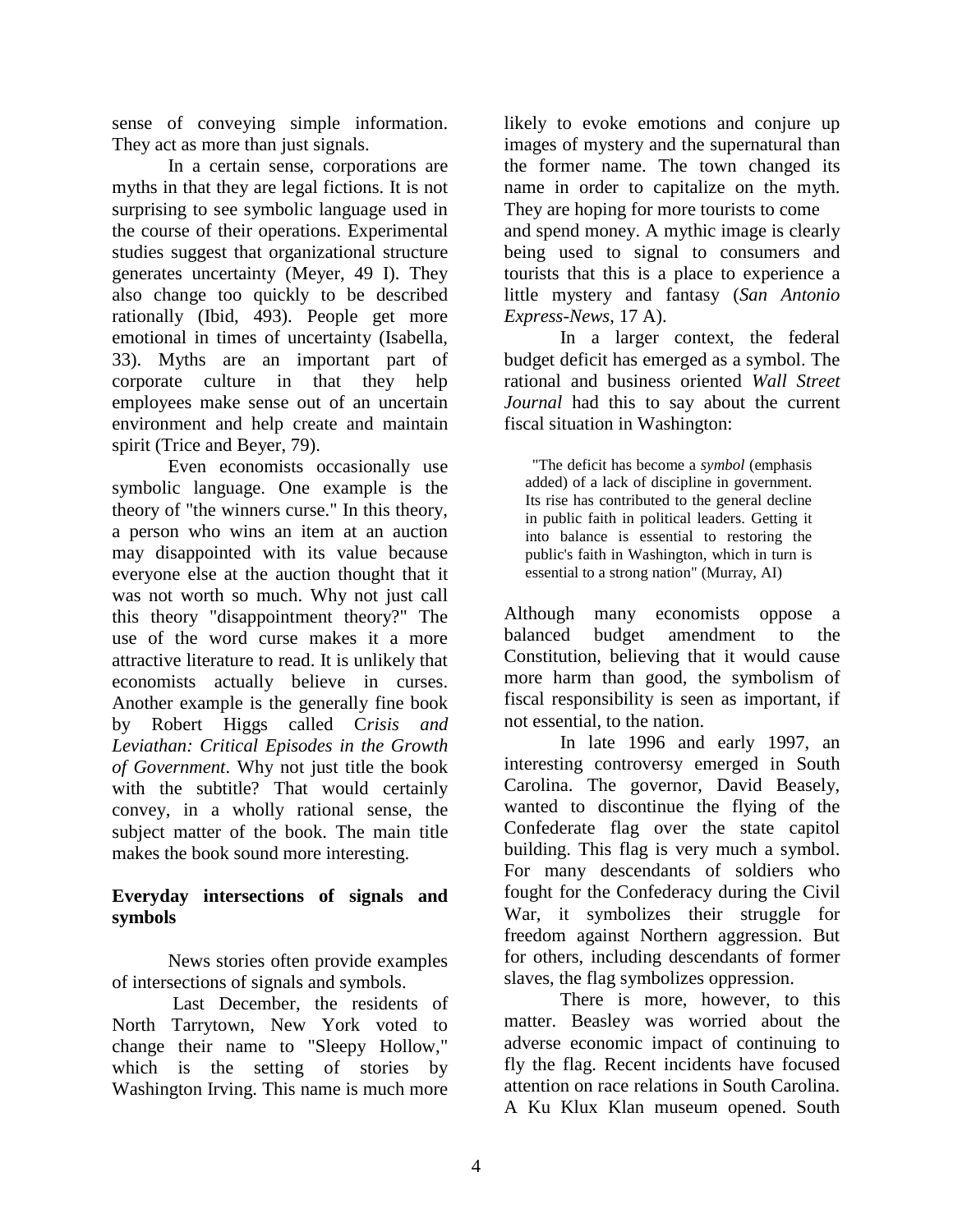sense of conveying simple information. They act as more than just signals.

In a certain sense, corporations are myths in that they are legal fictions. It is not surprising to see symbolic language used in the course of their operations. Experimental studies suggest that organizational structure generates uncertainty (Meyer, 49 I). They also change too quickly to be described rationally (Ibid, 493). People get more emotional in times of uncertainty (Isabella, 33). Myths are an important part of corporate culture in that they help employees make sense out of an uncertain environment and help create and maintain spirit (Trice and Beyer, 79).

Even economists occasionally use symbolic language. One example is the theory of "the winners curse." In this theory, a person who wins an item at an auction may disappointed with its value because everyone else at the auction thought that it was not worth so much. Why not just call this theory "disappointment theory?" The use of the word curse makes it a more attractive literature to read. It is unlikely that economists actually believe in curses. Another example is the generally fine book by Robert Higgs called C*risis and Leviathan: Critical Episodes in the Growth of Government*. Why not just title the book with the subtitle? That would certainly convey, in a wholly rational sense, the subject matter of the book. The main title makes the book sound more interesting.

**Everyday intersections of signals and symbols**

News stories often provide examples of intersections of signals and symbols.

Last December, the residents of North Tarrytown, New York voted to change their name to "Sleepy Hollow," which is the setting of stories by Washington Irving. This name is much more likely to evoke emotions and conjure up images of mystery and the supernatural than the former name. The town changed its name in order to capitalize on the myth. They are hoping for more tourists to come and spend money. A mythic image is clearly being used to signal to consumers and tourists that this is a place to experience a little mystery and fantasy (*San Antonio Express-News*, 17 A).

In a larger context, the federal budget deficit has emerged as a symbol. The rational and business oriented *Wall Street Journal* had this to say about the current fiscal situation in Washington:

> "The deficit has become a *symbol* (emphasis added) of a lack of discipline in government. Its rise has contributed to the general decline in public faith in political leaders. Getting it into balance is essential to restoring the public's faith in Washington, which in turn is essential to a strong nation" (Murray, AI)

Although many economists oppose a balanced budget amendment to the Constitution, believing that it would cause more harm than good, the symbolism of fiscal responsibility is seen as important, if not essential, to the nation.

In late 1996 and early 1997, an interesting controversy emerged in South Carolina. The governor, David Beasely, wanted to discontinue the flying of the Confederate flag over the state capitol building. This flag is very much a symbol. For many descendants of soldiers who fought for the Confederacy during the Civil War, it symbolizes their struggle for freedom against Northern aggression. But for others, including descendants of former slaves, the flag symbolizes oppression.

There is more, however, to this matter. Beasley was worried about the adverse economic impact of continuing to fly the flag. Recent incidents have focused attention on race relations in South Carolina. A Ku Klux Klan museum opened. South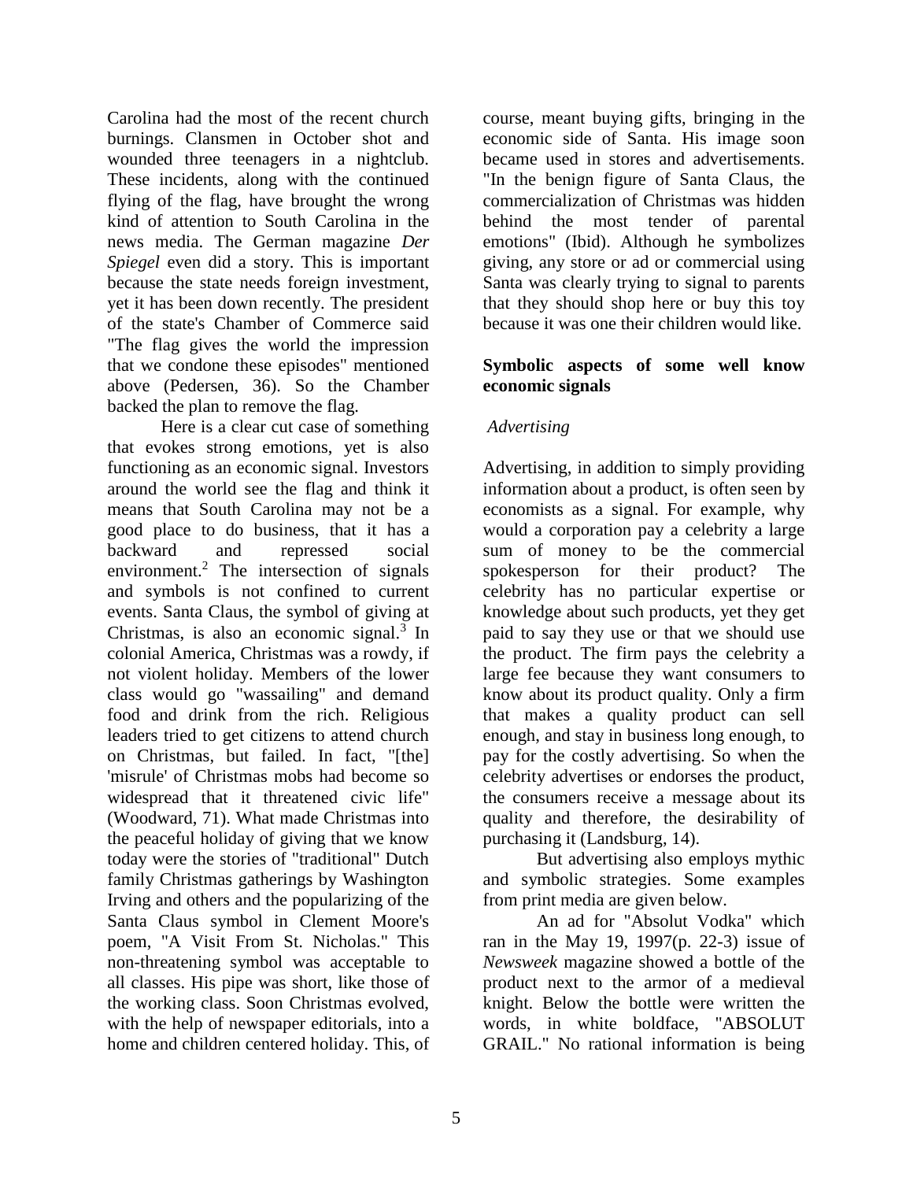Carolina had the most of the recent church burnings. Clansmen in October shot and wounded three teenagers in a nightclub. These incidents, along with the continued flying of the flag, have brought the wrong kind of attention to South Carolina in the news media. The German magazine *Der Spiegel* even did a story. This is important because the state needs foreign investment, yet it has been down recently. The president of the state's Chamber of Commerce said "The flag gives the world the impression that we condone these episodes" mentioned above (Pedersen, 36). So the Chamber backed the plan to remove the flag.

Here is a clear cut case of something that evokes strong emotions, yet is also functioning as an economic signal. Investors around the world see the flag and think it means that South Carolina may not be a good place to do business, that it has a backward and repressed social environment.[2] The intersection of signals and symbols is not confined to current events. Santa Claus, the symbol of giving at Christmas, is also an economic signal.[3] In colonial America, Christmas was a rowdy, if not violent holiday. Members of the lower class would go "wassailing" and demand food and drink from the rich. Religious leaders tried to get citizens to attend church on Christmas, but failed. In fact, "[the] 'misrule' of Christmas mobs had become so widespread that it threatened civic life" (Woodward, 71). What made Christmas into the peaceful holiday of giving that we know today were the stories of "traditional" Dutch family Christmas gatherings by Washington Irving and others and the popularizing of the Santa Claus symbol in Clement Moore's poem, "A Visit From St. Nicholas." This non-threatening symbol was acceptable to all classes. His pipe was short, like those of the working class. Soon Christmas evolved, with the help of newspaper editorials, into a home and children centered holiday. This, of course, meant buying gifts, bringing in the economic side of Santa. His image soon became used in stores and advertisements. "In the benign figure of Santa Claus, the commercialization of Christmas was hidden behind the most tender of parental emotions" (Ibid). Although he symbolizes giving, any store or ad or commercial using Santa was clearly trying to signal to parents that they should shop here or buy this toy because it was one their children would like.

## Symbolic aspects of some well know economic signals

### *Advertising*

Advertising, in addition to simply providing information about a product, is often seen by economists as a signal. For example, why would a corporation pay a celebrity a large sum of money to be the commercial spokesperson for their product? The celebrity has no particular expertise or knowledge about such products, yet they get paid to say they use or that we should use the product. The firm pays the celebrity a large fee because they want consumers to know about its product quality. Only a firm that makes a quality product can sell enough, and stay in business long enough, to pay for the costly advertising. So when the celebrity advertises or endorses the product, the consumers receive a message about its quality and therefore, the desirability of purchasing it (Landsburg, 14).

But advertising also employs mythic and symbolic strategies. Some examples from print media are given below.

An ad for "Absolut Vodka" which ran in the May 19, 1997(p. 22-3) issue of *Newsweek* magazine showed a bottle of the product next to the armor of a medieval knight. Below the bottle were written the words, in white boldface, "ABSOLUT GRAIL." No rational information is being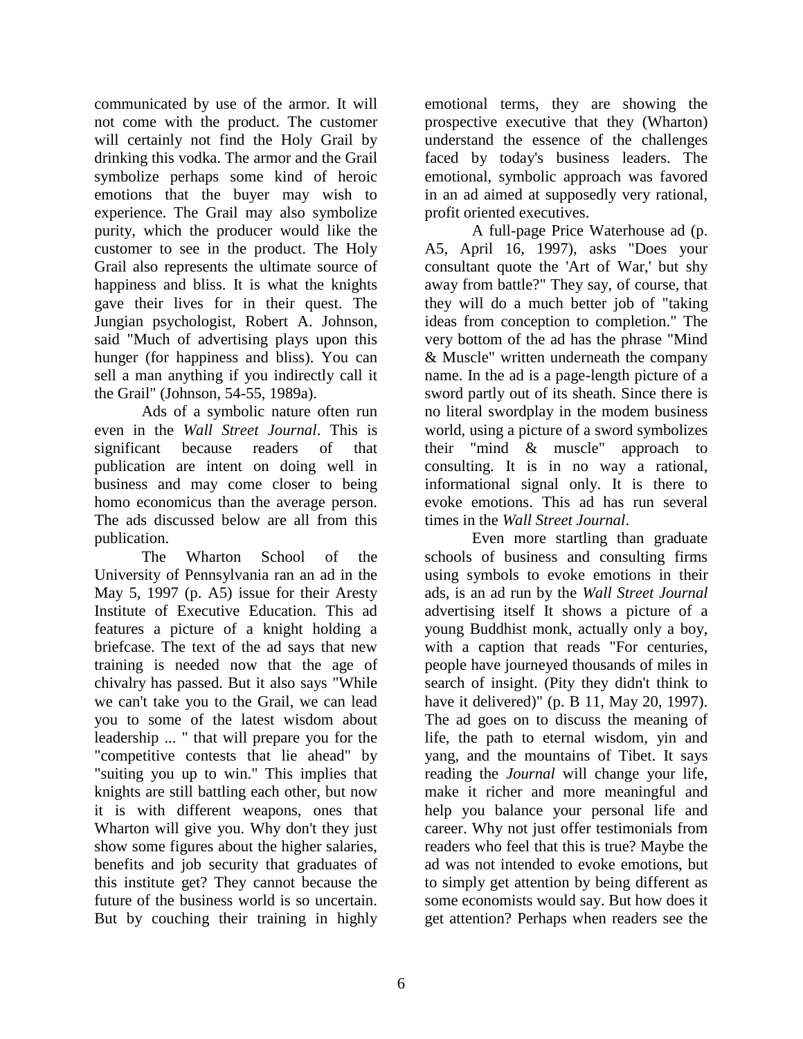communicated by use of the armor. It will not come with the product. The customer will certainly not find the Holy Grail by drinking this vodka. The armor and the Grail symbolize perhaps some kind of heroic emotions that the buyer may wish to experience. The Grail may also symbolize purity, which the producer would like the customer to see in the product. The Holy Grail also represents the ultimate source of happiness and bliss. It is what the knights gave their lives for in their quest. The Jungian psychologist, Robert A. Johnson, said "Much of advertising plays upon this hunger (for happiness and bliss). You can sell a man anything if you indirectly call it the Grail" (Johnson, 54-55, 1989a).

Ads of a symbolic nature often run even in the *Wall Street Journal*. This is significant because readers of that publication are intent on doing well in business and may come closer to being homo economicus than the average person. The ads discussed below are all from this publication.

The Wharton School of the University of Pennsylvania ran an ad in the May 5, 1997 (p. A5) issue for their Aresty Institute of Executive Education. This ad features a picture of a knight holding a briefcase. The text of the ad says that new training is needed now that the age of chivalry has passed. But it also says "While we can't take you to the Grail, we can lead you to some of the latest wisdom about leadership ... " that will prepare you for the "competitive contests that lie ahead" by "suiting you up to win." This implies that knights are still battling each other, but now it is with different weapons, ones that Wharton will give you. Why don't they just show some figures about the higher salaries, benefits and job security that graduates of this institute get? They cannot because the future of the business world is so uncertain. But by couching their training in highly emotional terms, they are showing the prospective executive that they (Wharton) understand the essence of the challenges faced by today's business leaders. The emotional, symbolic approach was favored in an ad aimed at supposedly very rational, profit oriented executives.

A full-page Price Waterhouse ad (p. A5, April 16, 1997), asks "Does your consultant quote the 'Art of War,' but shy away from battle?" They say, of course, that they will do a much better job of "taking ideas from conception to completion." The very bottom of the ad has the phrase "Mind & Muscle" written underneath the company name. In the ad is a page-length picture of a sword partly out of its sheath. Since there is no literal swordplay in the modem business world, using a picture of a sword symbolizes their "mind & muscle" approach to consulting. It is in no way a rational, informational signal only. It is there to evoke emotions. This ad has run several times in the *Wall Street Journal*.

Even more startling than graduate schools of business and consulting firms using symbols to evoke emotions in their ads, is an ad run by the *Wall Street Journal* advertising itself It shows a picture of a young Buddhist monk, actually only a boy, with a caption that reads "For centuries, people have journeyed thousands of miles in search of insight. (Pity they didn't think to have it delivered)" (p. B 11, May 20, 1997). The ad goes on to discuss the meaning of life, the path to eternal wisdom, yin and yang, and the mountains of Tibet. It says reading the *Journal* will change your life, make it richer and more meaningful and help you balance your personal life and career. Why not just offer testimonials from readers who feel that this is true? Maybe the ad was not intended to evoke emotions, but to simply get attention by being different as some economists would say. But how does it get attention? Perhaps when readers see the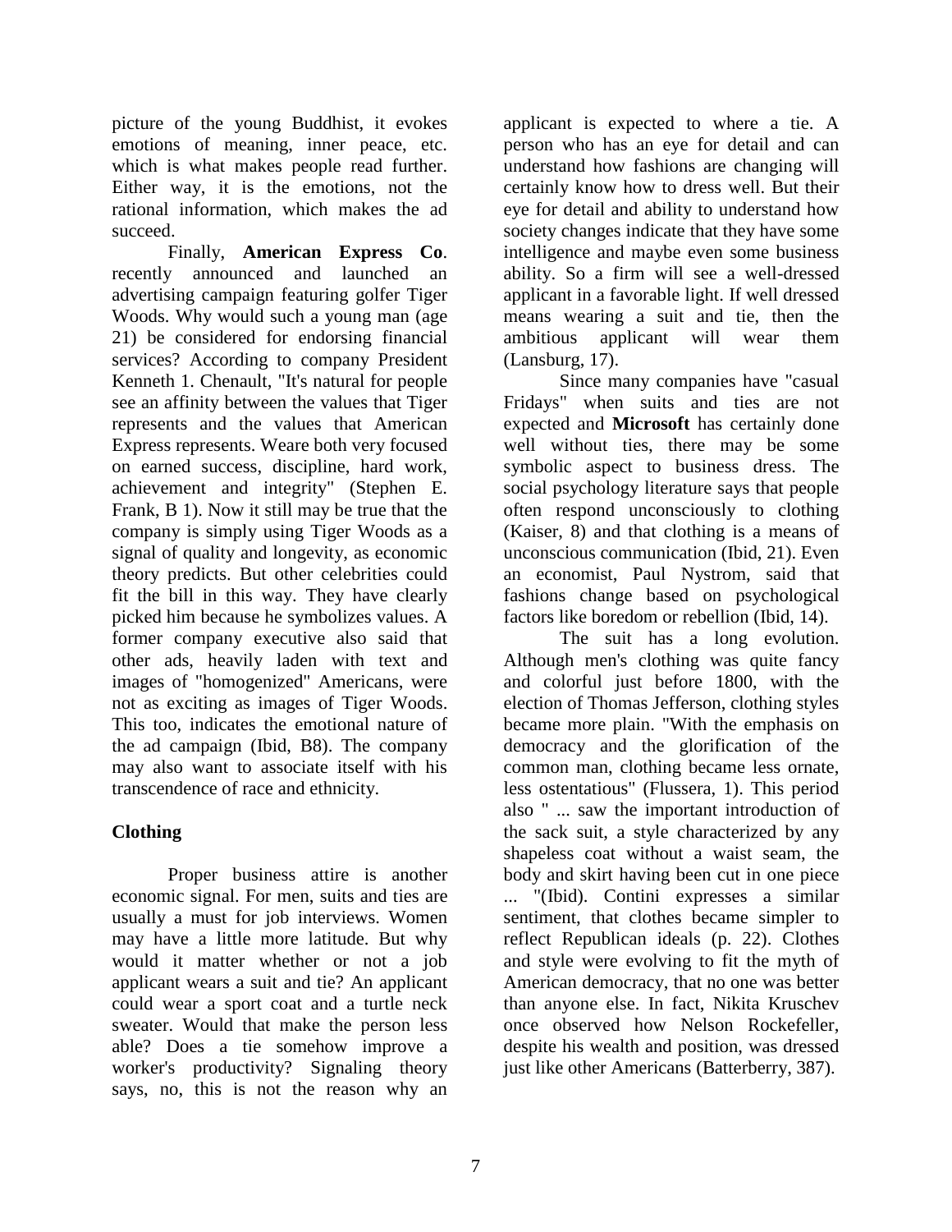picture of the young Buddhist, it evokes emotions of meaning, inner peace, etc. which is what makes people read further. Either way, it is the emotions, not the rational information, which makes the ad succeed.

Finally, **American Express Co**. recently announced and launched an advertising campaign featuring golfer Tiger Woods. Why would such a young man (age 21) be considered for endorsing financial services? According to company President Kenneth 1. Chenault, "It's natural for people see an affinity between the values that Tiger represents and the values that American Express represents. Weare both very focused on earned success, discipline, hard work, achievement and integrity" (Stephen E. Frank, B 1). Now it still may be true that the company is simply using Tiger Woods as a signal of quality and longevity, as economic theory predicts. But other celebrities could fit the bill in this way. They have clearly picked him because he symbolizes values. A former company executive also said that other ads, heavily laden with text and images of "homogenized" Americans, were not as exciting as images of Tiger Woods. This too, indicates the emotional nature of the ad campaign (Ibid, B8). The company may also want to associate itself with his transcendence of race and ethnicity.

## Clothing

Proper business attire is another economic signal. For men, suits and ties are usually a must for job interviews. Women may have a little more latitude. But why would it matter whether or not a job applicant wears a suit and tie? An applicant could wear a sport coat and a turtle neck sweater. Would that make the person less able? Does a tie somehow improve a worker's productivity? Signaling theory says, no, this is not the reason why an applicant is expected to where a tie. A person who has an eye for detail and can understand how fashions are changing will certainly know how to dress well. But their eye for detail and ability to understand how society changes indicate that they have some intelligence and maybe even some business ability. So a firm will see a well-dressed applicant in a favorable light. If well dressed means wearing a suit and tie, then the ambitious applicant will wear them (Lansburg, 17).

Since many companies have "casual Fridays" when suits and ties are not expected and **Microsoft** has certainly done well without ties, there may be some symbolic aspect to business dress. The social psychology literature says that people often respond unconsciously to clothing (Kaiser, 8) and that clothing is a means of unconscious communication (Ibid, 21). Even an economist, Paul Nystrom, said that fashions change based on psychological factors like boredom or rebellion (Ibid, 14).

The suit has a long evolution. Although men's clothing was quite fancy and colorful just before 1800, with the election of Thomas Jefferson, clothing styles became more plain. "With the emphasis on democracy and the glorification of the common man, clothing became less ornate, less ostentatious" (Flussera, 1). This period also " ... saw the important introduction of the sack suit, a style characterized by any shapeless coat without a waist seam, the body and skirt having been cut in one piece ... "(Ibid). Contini expresses a similar sentiment, that clothes became simpler to reflect Republican ideals (p. 22). Clothes and style were evolving to fit the myth of American democracy, that no one was better than anyone else. In fact, Nikita Kruschev once observed how Nelson Rockefeller, despite his wealth and position, was dressed just like other Americans (Batterberry, 387).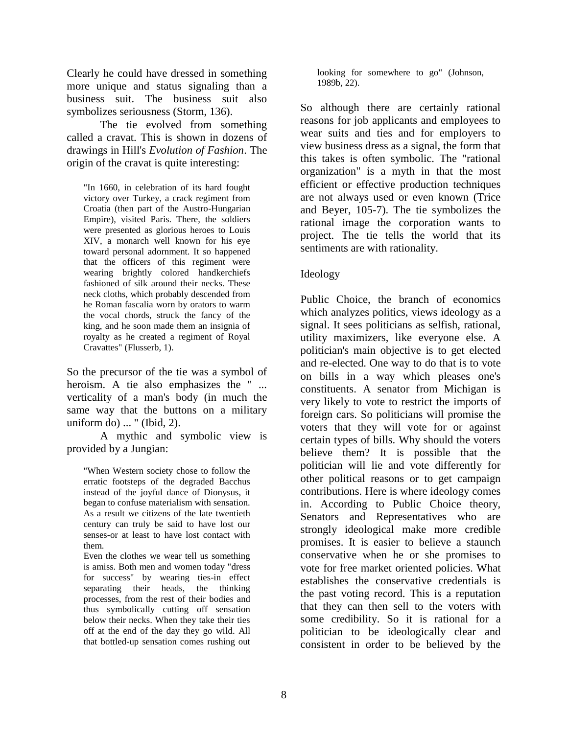Clearly he could have dressed in something more unique and status signaling than a business suit. The business suit also symbolizes seriousness (Storm, 136).

The tie evolved from something called a cravat. This is shown in dozens of drawings in Hill's *Evolution of Fashion*. The origin of the cravat is quite interesting:

> "In 1660, in celebration of its hard fought victory over Turkey, a crack regiment from Croatia (then part of the Austro-Hungarian Empire), visited Paris. There, the soldiers were presented as glorious heroes to Louis XIV, a monarch well known for his eye toward personal adornment. It so happened that the officers of this regiment were wearing brightly colored handkerchiefs fashioned of silk around their necks. These neck cloths, which probably descended from he Roman fascalia worn by orators to warm the vocal chords, struck the fancy of the king, and he soon made them an insignia of royalty as he created a regiment of Royal Cravattes" (Flusserb, 1).

So the precursor of the tie was a symbol of heroism. A tie also emphasizes the " ... verticality of a man's body (in much the same way that the buttons on a military uniform do) ... " (Ibid, 2).

A mythic and symbolic view is provided by a Jungian:

> "When Western society chose to follow the erratic footsteps of the degraded Bacchus instead of the joyful dance of Dionysus, it began to confuse materialism with sensation. As a result we citizens of the late twentieth century can truly be said to have lost our senses-or at least to have lost contact with them.
>
> Even the clothes we wear tell us something is amiss. Both men and women today "dress for success" by wearing ties-in effect separating their heads, the thinking processes, from the rest of their bodies and thus symbolically cutting off sensation below their necks. When they take their ties off at the end of the day they go wild. All that bottled-up sensation comes rushing out looking for somewhere to go" (Johnson, 1989b, 22).

So although there are certainly rational reasons for job applicants and employees to wear suits and ties and for employers to view business dress as a signal, the form that this takes is often symbolic. The "rational organization" is a myth in that the most efficient or effective production techniques are not always used or even known (Trice and Beyer, 105-7). The tie symbolizes the rational image the corporation wants to project. The tie tells the world that its sentiments are with rationality.

## Ideology

Public Choice, the branch of economics which analyzes politics, views ideology as a signal. It sees politicians as selfish, rational, utility maximizers, like everyone else. A politician's main objective is to get elected and re-elected. One way to do that is to vote on bills in a way which pleases one's constituents. A senator from Michigan is very likely to vote to restrict the imports of foreign cars. So politicians will promise the voters that they will vote for or against certain types of bills. Why should the voters believe them? It is possible that the politician will lie and vote differently for other political reasons or to get campaign contributions. Here is where ideology comes in. According to Public Choice theory, Senators and Representatives who are strongly ideological make more credible promises. It is easier to believe a staunch conservative when he or she promises to vote for free market oriented policies. What establishes the conservative credentials is the past voting record. This is a reputation that they can then sell to the voters with some credibility. So it is rational for a politician to be ideologically clear and consistent in order to be believed by the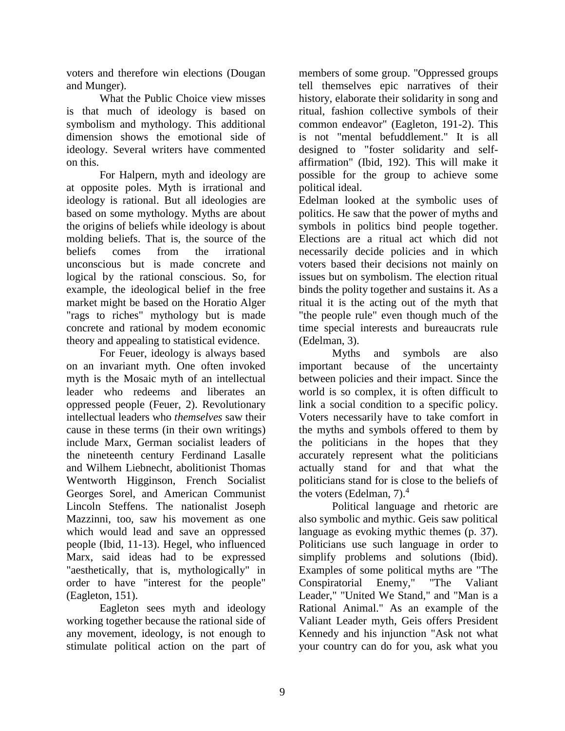voters and therefore win elections (Dougan and Munger).

What the Public Choice view misses is that much of ideology is based on symbolism and mythology. This additional dimension shows the emotional side of ideology. Several writers have commented on this.

For Halpern, myth and ideology are at opposite poles. Myth is irrational and ideology is rational. But all ideologies are based on some mythology. Myths are about the origins of beliefs while ideology is about molding beliefs. That is, the source of the beliefs comes from the irrational unconscious but is made concrete and logical by the rational conscious. So, for example, the ideological belief in the free market might be based on the Horatio Alger "rags to riches" mythology but is made concrete and rational by modem economic theory and appealing to statistical evidence.

For Feuer, ideology is always based on an invariant myth. One often invoked myth is the Mosaic myth of an intellectual leader who redeems and liberates an oppressed people (Feuer, 2). Revolutionary intellectual leaders who *themselves* saw their cause in these terms (in their own writings) include Marx, German socialist leaders of the nineteenth century Ferdinand Lasalle and Wilhem Liebnecht, abolitionist Thomas Wentworth Higginson, French Socialist Georges Sorel, and American Communist Lincoln Steffens. The nationalist Joseph Mazzinni, too, saw his movement as one which would lead and save an oppressed people (Ibid, 11-13). Hegel, who influenced Marx, said ideas had to be expressed "aesthetically, that is, mythologically" in order to have "interest for the people" (Eagleton, 151).

Eagleton sees myth and ideology working together because the rational side of any movement, ideology, is not enough to stimulate political action on the part of members of some group. "Oppressed groups tell themselves epic narratives of their history, elaborate their solidarity in song and ritual, fashion collective symbols of their common endeavor" (Eagleton, 191-2). This is not "mental befuddlement." It is all designed to "foster solidarity and self-affirmation" (Ibid, 192). This will make it possible for the group to achieve some political ideal.

Edelman looked at the symbolic uses of politics. He saw that the power of myths and symbols in politics bind people together. Elections are a ritual act which did not necessarily decide policies and in which voters based their decisions not mainly on issues but on symbolism. The election ritual binds the polity together and sustains it. As a ritual it is the acting out of the myth that "the people rule" even though much of the time special interests and bureaucrats rule (Edelman, 3).

Myths and symbols are also important because of the uncertainty between policies and their impact. Since the world is so complex, it is often difficult to link a social condition to a specific policy. Voters necessarily have to take comfort in the myths and symbols offered to them by the politicians in the hopes that they accurately represent what the politicians actually stand for and that what the politicians stand for is close to the beliefs of the voters (Edelman, 7).[4]

Political language and rhetoric are also symbolic and mythic. Geis saw political language as evoking mythic themes (p. 37). Politicians use such language in order to simplify problems and solutions (Ibid). Examples of some political myths are "The Conspiratorial Enemy," "The Valiant Leader," "United We Stand," and "Man is a Rational Animal." As an example of the Valiant Leader myth, Geis offers President Kennedy and his injunction "Ask not what your country can do for you, ask what you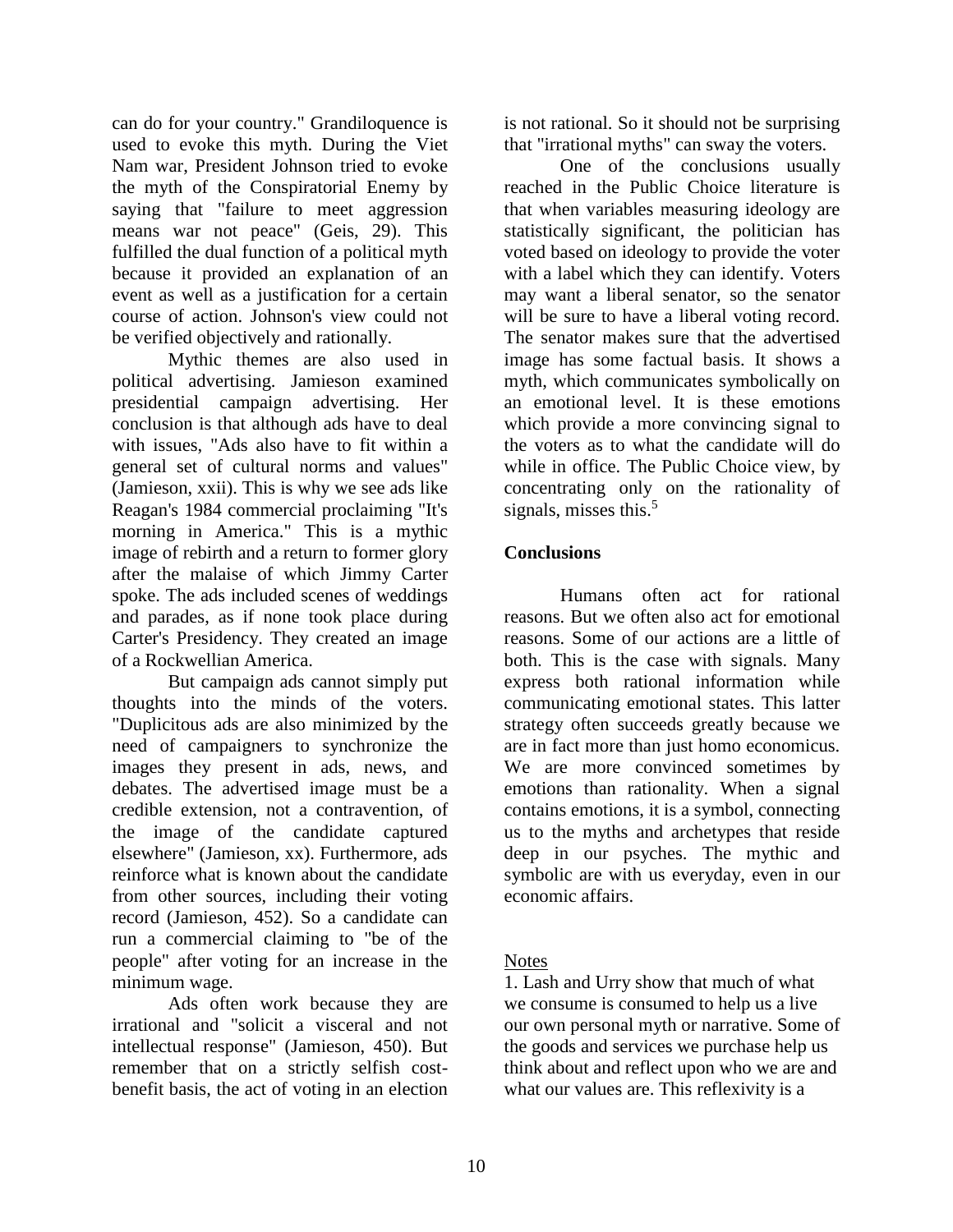can do for your country." Grandiloquence is used to evoke this myth. During the Viet Nam war, President Johnson tried to evoke the myth of the Conspiratorial Enemy by saying that "failure to meet aggression means war not peace" (Geis, 29). This fulfilled the dual function of a political myth because it provided an explanation of an event as well as a justification for a certain course of action. Johnson's view could not be verified objectively and rationally.

Mythic themes are also used in political advertising. Jamieson examined presidential campaign advertising. Her conclusion is that although ads have to deal with issues, "Ads also have to fit within a general set of cultural norms and values" (Jamieson, xxii). This is why we see ads like Reagan's 1984 commercial proclaiming "It's morning in America." This is a mythic image of rebirth and a return to former glory after the malaise of which Jimmy Carter spoke. The ads included scenes of weddings and parades, as if none took place during Carter's Presidency. They created an image of a Rockwellian America.

But campaign ads cannot simply put thoughts into the minds of the voters. "Duplicitous ads are also minimized by the need of campaigners to synchronize the images they present in ads, news, and debates. The advertised image must be a credible extension, not a contravention, of the image of the candidate captured elsewhere" (Jamieson, xx). Furthermore, ads reinforce what is known about the candidate from other sources, including their voting record (Jamieson, 452). So a candidate can run a commercial claiming to "be of the people" after voting for an increase in the minimum wage.

Ads often work because they are irrational and "solicit a visceral and not intellectual response" (Jamieson, 450). But remember that on a strictly selfish cost-benefit basis, the act of voting in an election is not rational. So it should not be surprising that "irrational myths" can sway the voters.

One of the conclusions usually reached in the Public Choice literature is that when variables measuring ideology are statistically significant, the politician has voted based on ideology to provide the voter with a label which they can identify. Voters may want a liberal senator, so the senator will be sure to have a liberal voting record. The senator makes sure that the advertised image has some factual basis. It shows a myth, which communicates symbolically on an emotional level. It is these emotions which provide a more convincing signal to the voters as to what the candidate will do while in office. The Public Choice view, by concentrating only on the rationality of signals, misses this.[5]

## Conclusions

Humans often act for rational reasons. But we often also act for emotional reasons. Some of our actions are a little of both. This is the case with signals. Many express both rational information while communicating emotional states. This latter strategy often succeeds greatly because we are in fact more than just homo economicus. We are more convinced sometimes by emotions than rationality. When a signal contains emotions, it is a symbol, connecting us to the myths and archetypes that reside deep in our psyches. The mythic and symbolic are with us everyday, even in our economic affairs.

Notes

1. Lash and Urry show that much of what we consume is consumed to help us a live our own personal myth or narrative. Some of the goods and services we purchase help us think about and reflect upon who we are and what our values are. This reflexivity is a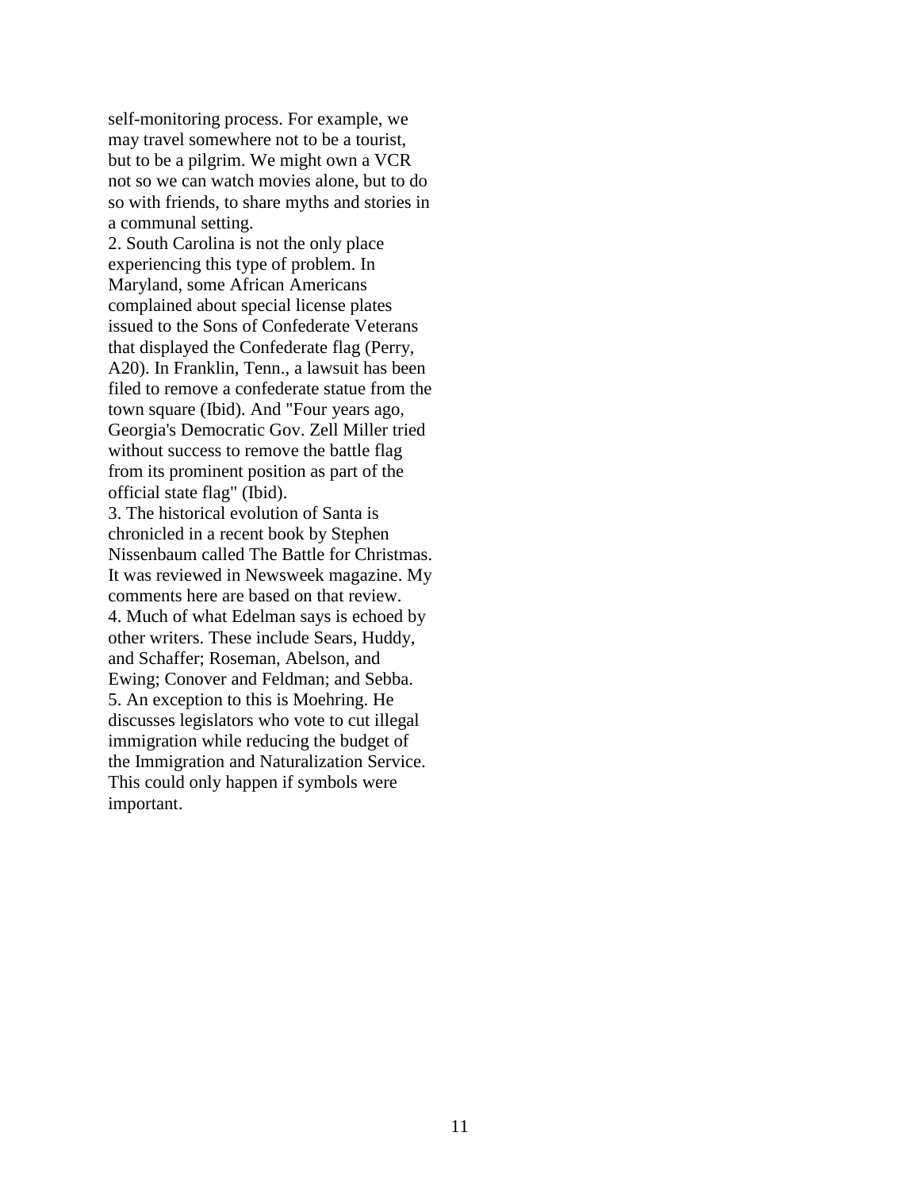self-monitoring process. For example, we may travel somewhere not to be a tourist, but to be a pilgrim. We might own a VCR not so we can watch movies alone, but to do so with friends, to share myths and stories in a communal setting.

2. South Carolina is not the only place experiencing this type of problem. In Maryland, some African Americans complained about special license plates issued to the Sons of Confederate Veterans that displayed the Confederate flag (Perry, A20). In Franklin, Tenn., a lawsuit has been filed to remove a confederate statue from the town square (Ibid). And "Four years ago, Georgia's Democratic Gov. Zell Miller tried without success to remove the battle flag from its prominent position as part of the official state flag" (Ibid).

3. The historical evolution of Santa is chronicled in a recent book by Stephen Nissenbaum called The Battle for Christmas. It was reviewed in Newsweek magazine. My comments here are based on that review.

4. Much of what Edelman says is echoed by other writers. These include Sears, Huddy, and Schaffer; Roseman, Abelson, and Ewing; Conover and Feldman; and Sebba.

5. An exception to this is Moehring. He discusses legislators who vote to cut illegal immigration while reducing the budget of the Immigration and Naturalization Service. This could only happen if symbols were important.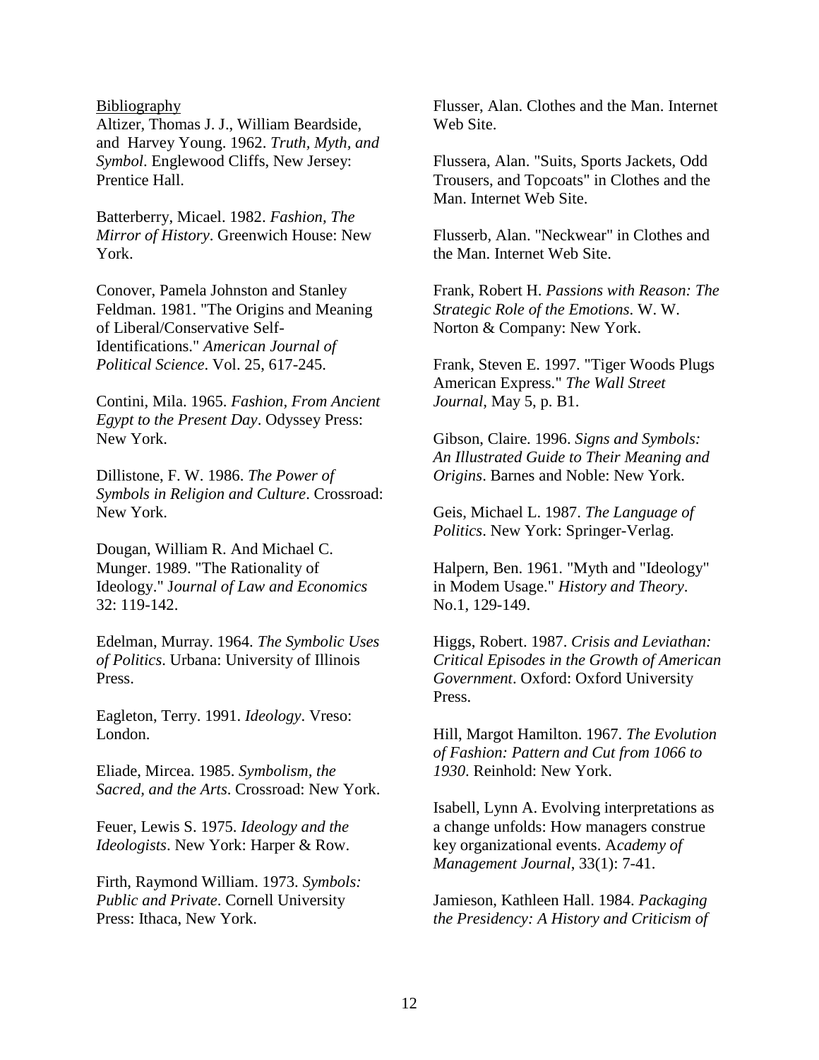Bibliography

Altizer, Thomas J. J., William Beardside, and Harvey Young. 1962. *Truth, Myth, and Symbol*. Englewood Cliffs, New Jersey: Prentice Hall.

Batterberry, Micael. 1982. *Fashion, The Mirror of History*. Greenwich House: New York.

Conover, Pamela Johnston and Stanley Feldman. 1981. "The Origins and Meaning of Liberal/Conservative Self-Identifications." *American Journal of Political Science*. Vol. 25, 617-245.

Contini, Mila. 1965. *Fashion, From Ancient Egypt to the Present Day*. Odyssey Press: New York.

Dillistone, F. W. 1986. *The Power of Symbols in Religion and Culture*. Crossroad: New York.

Dougan, William R. And Michael C. Munger. 1989. "The Rationality of Ideology." J*ournal of Law and Economics* 32: 119-142.

Edelman, Murray. 1964. *The Symbolic Uses of Politics*. Urbana: University of Illinois Press.

Eagleton, Terry. 1991. *Ideology*. Vreso: London.

Eliade, Mircea. 1985. *Symbolism, the Sacred, and the Arts*. Crossroad: New York.

Feuer, Lewis S. 1975. *Ideology and the Ideologists*. New York: Harper & Row.

Firth, Raymond William. 1973. *Symbols: Public and Private*. Cornell University Press: Ithaca, New York.

Flusser, Alan. Clothes and the Man. Internet Web Site.

Flussera, Alan. "Suits, Sports Jackets, Odd Trousers, and Topcoats" in Clothes and the Man. Internet Web Site.

Flusserb, Alan. "Neckwear" in Clothes and the Man. Internet Web Site.

Frank, Robert H. *Passions with Reason: The Strategic Role of the Emotions*. W. W. Norton & Company: New York.

Frank, Steven E. 1997. "Tiger Woods Plugs American Express." *The Wall Street Journal*, May 5, p. B1.

Gibson, Claire. 1996. *Signs and Symbols: An Illustrated Guide to Their Meaning and Origins*. Barnes and Noble: New York.

Geis, Michael L. 1987. *The Language of Politics*. New York: Springer-Verlag.

Halpern, Ben. 1961. "Myth and "Ideology" in Modem Usage." *History and Theory*. No.1, 129-149.

Higgs, Robert. 1987. *Crisis and Leviathan: Critical Episodes in the Growth of American Government*. Oxford: Oxford University Press.

Hill, Margot Hamilton. 1967. *The Evolution of Fashion: Pattern and Cut from 1066 to 1930*. Reinhold: New York.

Isabell, Lynn A. Evolving interpretations as a change unfolds: How managers construe key organizational events. A*cademy of Management Journal*, 33(1): 7-41.

Jamieson, Kathleen Hall. 1984. *Packaging the Presidency: A History and Criticism of*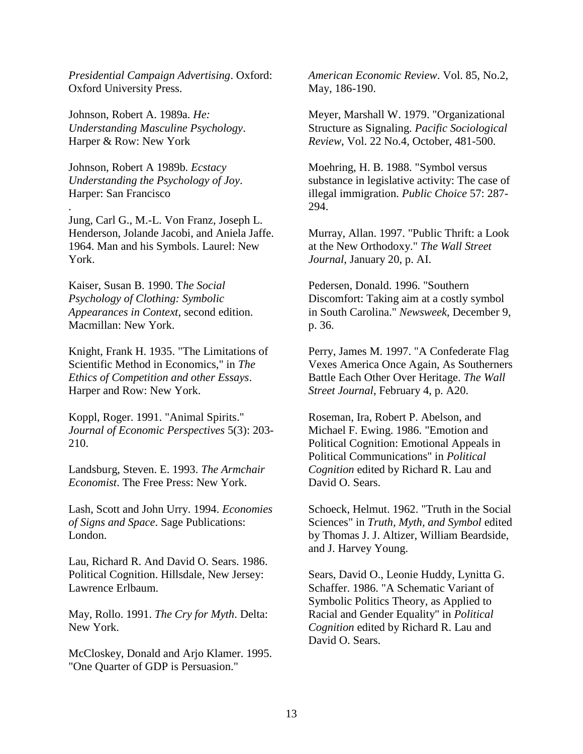*Presidential Campaign Advertising*. Oxford: Oxford University Press.

Johnson, Robert A. 1989a. *He: Understanding Masculine Psychology*. Harper & Row: New York

Johnson, Robert A 1989b. *Ecstacy Understanding the Psychology of Joy*. Harper: San Francisco

.

Jung, Carl G., M.-L. Von Franz, Joseph L. Henderson, Jolande Jacobi, and Aniela Jaffe. 1964. Man and his Symbols. Laurel: New York.

Kaiser, Susan B. 1990. T*he Social Psychology of Clothing: Symbolic Appearances in Context*, second edition. Macmillan: New York.

Knight, Frank H. 1935. "The Limitations of Scientific Method in Economics," in *The Ethics of Competition and other Essays*. Harper and Row: New York.

Koppl, Roger. 1991. "Animal Spirits." *Journal of Economic Perspectives* 5(3): 203-210.

Landsburg, Steven. E. 1993. *The Armchair Economist*. The Free Press: New York.

Lash, Scott and John Urry. 1994. *Economies of Signs and Space*. Sage Publications: London.

Lau, Richard R. And David O. Sears. 1986. Political Cognition. Hillsdale, New Jersey: Lawrence Erlbaum.

May, Rollo. 1991. *The Cry for Myth*. Delta: New York.

McCloskey, Donald and Arjo Klamer. 1995. "One Quarter of GDP is Persuasion." *American Economic Review*. Vol. 85, No.2, May, 186-190.

Meyer, Marshall W. 1979. "Organizational Structure as Signaling. *Pacific Sociological Review*, Vol. 22 No.4, October, 481-500.

Moehring, H. B. 1988. "Symbol versus substance in legislative activity: The case of illegal immigration. *Public Choice* 57: 287-294.

Murray, Allan. 1997. "Public Thrift: a Look at the New Orthodoxy." *The Wall Street Journal*, January 20, p. AI.

Pedersen, Donald. 1996. "Southern Discomfort: Taking aim at a costly symbol in South Carolina." *Newsweek*, December 9, p. 36.

Perry, James M. 1997. "A Confederate Flag Vexes America Once Again, As Southerners Battle Each Other Over Heritage. *The Wall Street Journal*, February 4, p. A20.

Roseman, Ira, Robert P. Abelson, and Michael F. Ewing. 1986. "Emotion and Political Cognition: Emotional Appeals in Political Communications" in *Political Cognition* edited by Richard R. Lau and David O. Sears.

Schoeck, Helmut. 1962. "Truth in the Social Sciences" in *Truth, Myth, and Symbol* edited by Thomas J. J. Altizer, William Beardside, and J. Harvey Young.

Sears, David O., Leonie Huddy, Lynitta G. Schaffer. 1986. "A Schematic Variant of Symbolic Politics Theory, as Applied to Racial and Gender Equality" in *Political Cognition* edited by Richard R. Lau and David O. Sears.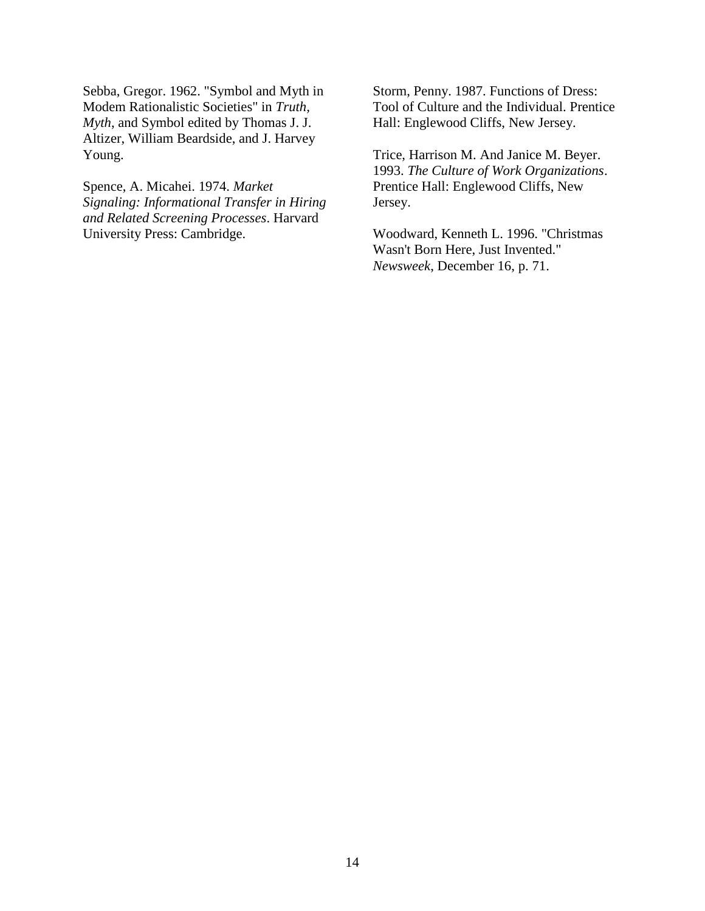Sebba, Gregor. 1962. "Symbol and Myth in Modem Rationalistic Societies" in *Truth, Myth*, and Symbol edited by Thomas J. J. Altizer, William Beardside, and J. Harvey Young.

Spence, A. Micahei. 1974. *Market Signaling: Informational Transfer in Hiring and Related Screening Processes*. Harvard University Press: Cambridge.

Storm, Penny. 1987. Functions of Dress: Tool of Culture and the Individual. Prentice Hall: Englewood Cliffs, New Jersey.

Trice, Harrison M. And Janice M. Beyer. 1993. *The Culture of Work Organizations*. Prentice Hall: Englewood Cliffs, New Jersey.

Woodward, Kenneth L. 1996. "Christmas Wasn't Born Here, Just Invented." *Newsweek*, December 16, p. 71.